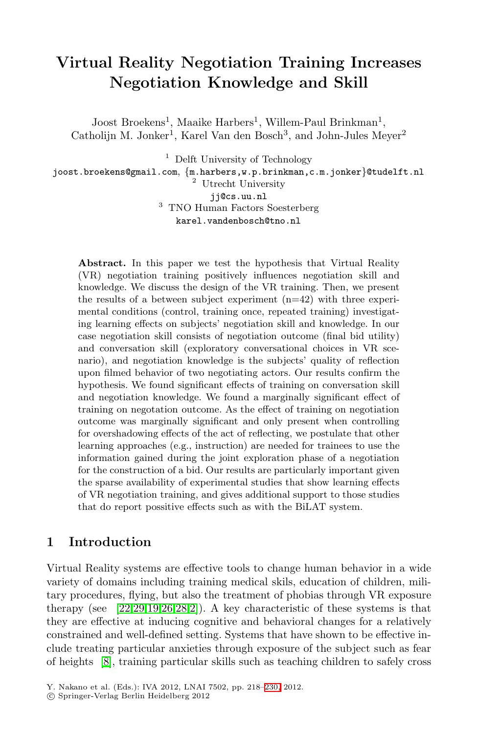# Virtual Reality Negotiation Training Increases Negotiation Knowledge and Skill

Joost Broekens[1], Maaike Harbers[1], Willem-Paul Brinkman[1], Catholijn M. Jonker[1], Karel Van den Bosch[3], and John-Jules Meyer[2]

[1] Delft University of Technology
joost.broekens@gmail.com, {m.harbers,w.p.brinkman,c.m.jonker}@tudelft.nl
[2] Utrecht University
jj@cs.uu.nl
[3] TNO Human Factors Soesterberg
karel.vandenbosch@tno.nl

**Abstract.** In this paper we test the hypothesis that Virtual Reality (VR) negotiation training positively influences negotiation skill and knowledge. We discuss the design of the VR training. Then, we present the results of a between subject experiment (n=42) with three experimental conditions (control, training once, repeated training) investigating learning effects on subjects' negotiation skill and knowledge. In our case negotiation skill consists of negotiation outcome (final bid utility) and conversation skill (exploratory conversational choices in VR scenario), and negotiation knowledge is the subjects' quality of reflection upon filmed behavior of two negotiating actors. Our results confirm the hypothesis. We found significant effects of training on conversation skill and negotiation knowledge. We found a marginally significant effect of training on negotation outcome. As the effect of training on negotiation outcome was marginally significant and only present when controlling for overshadowing effects of the act of reflecting, we postulate that other learning approaches (e.g., instruction) are needed for trainees to use the information gained during the joint exploration phase of a negotiation for the construction of a bid. Our results are particularly important given the sparse availability of experimental studies that show learning effects of VR negotiation training, and gives additional support to those studies that do report possitive effects such as with the BiLAT system.

## 1 Introduction

Virtual Reality systems are effective tools to change human behavior in a wide variety of domains including training medical skils, education of children, military procedures, flying, but also the treatment of phobias through VR exposure therapy (see [22,29,19,26,28,2]). A key characteristic of these systems is that they are effective at inducing cognitive and behavioral changes for a relatively constrained and well-defined setting. Systems that have shown to be effective include treating particular anxieties through exposure of the subject such as fear of heights [8], training particular skills such as teaching children to safely cross

Y. Nakano et al. (Eds.): IVA 2012, LNAI 7502, pp. 218–230, 2012.
© Springer-Verlag Berlin Heidelberg 2012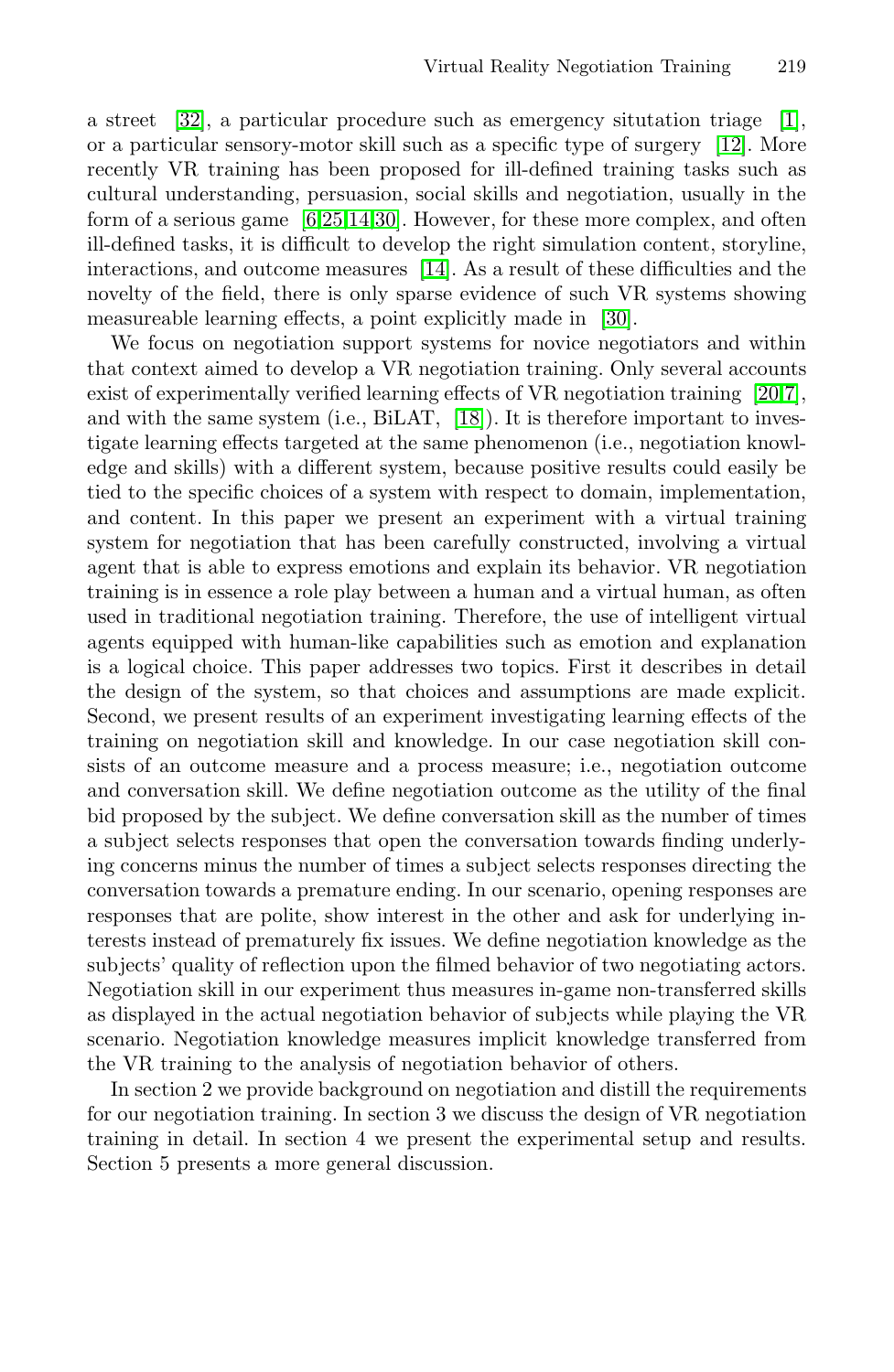a street [32], a particular procedure such as emergency situtation triage [1], or a particular sensory-motor skill such as a specific type of surgery [12]. More recently VR training has been proposed for ill-defined training tasks such as cultural understanding, persuasion, social skills and negotiation, usually in the form of a serious game [6,25,14,30]. However, for these more complex, and often ill-defined tasks, it is difficult to develop the right simulation content, storyline, interactions, and outcome measures [14]. As a result of these difficulties and the novelty of the field, there is only sparse evidence of such VR systems showing measureable learning effects, a point explicitly made in [30].

We focus on negotiation support systems for novice negotiators and within that context aimed to develop a VR negotiation training. Only several accounts exist of experimentally verified learning effects of VR negotiation training [20,7], and with the same system (i.e., BiLAT, [18]). It is therefore important to investigate learning effects targeted at the same phenomenon (i.e., negotiation knowledge and skills) with a different system, because positive results could easily be tied to the specific choices of a system with respect to domain, implementation, and content. In this paper we present an experiment with a virtual training system for negotiation that has been carefully constructed, involving a virtual agent that is able to express emotions and explain its behavior. VR negotiation training is in essence a role play between a human and a virtual human, as often used in traditional negotiation training. Therefore, the use of intelligent virtual agents equipped with human-like capabilities such as emotion and explanation is a logical choice. This paper addresses two topics. First it describes in detail the design of the system, so that choices and assumptions are made explicit. Second, we present results of an experiment investigating learning effects of the training on negotiation skill and knowledge. In our case negotiation skill consists of an outcome measure and a process measure; i.e., negotiation outcome and conversation skill. We define negotiation outcome as the utility of the final bid proposed by the subject. We define conversation skill as the number of times a subject selects responses that open the conversation towards finding underlying concerns minus the number of times a subject selects responses directing the conversation towards a premature ending. In our scenario, opening responses are responses that are polite, show interest in the other and ask for underlying interests instead of prematurely fix issues. We define negotiation knowledge as the subjects' quality of reflection upon the filmed behavior of two negotiating actors. Negotiation skill in our experiment thus measures in-game non-transferred skills as displayed in the actual negotiation behavior of subjects while playing the VR scenario. Negotiation knowledge measures implicit knowledge transferred from the VR training to the analysis of negotiation behavior of others.

In section 2 we provide background on negotiation and distill the requirements for our negotiation training. In section 3 we discuss the design of VR negotiation training in detail. In section 4 we present the experimental setup and results. Section 5 presents a more general discussion.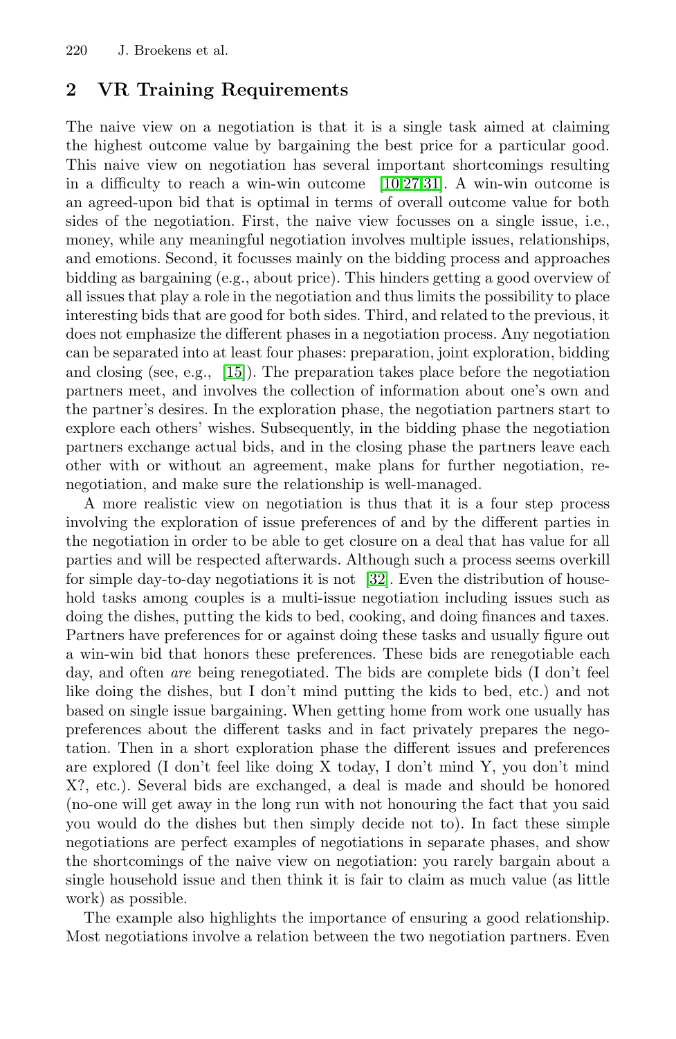## 2 VR Training Requirements

The naive view on a negotiation is that it is a single task aimed at claiming the highest outcome value by bargaining the best price for a particular good. This naive view on negotiation has several important shortcomings resulting in a difficulty to reach a win-win outcome [10,27,31]. A win-win outcome is an agreed-upon bid that is optimal in terms of overall outcome value for both sides of the negotiation. First, the naive view focusses on a single issue, i.e., money, while any meaningful negotiation involves multiple issues, relationships, and emotions. Second, it focusses mainly on the bidding process and approaches bidding as bargaining (e.g., about price). This hinders getting a good overview of all issues that play a role in the negotiation and thus limits the possibility to place interesting bids that are good for both sides. Third, and related to the previous, it does not emphasize the different phases in a negotiation process. Any negotiation can be separated into at least four phases: preparation, joint exploration, bidding and closing (see, e.g., [15]). The preparation takes place before the negotiation partners meet, and involves the collection of information about one's own and the partner's desires. In the exploration phase, the negotiation partners start to explore each others' wishes. Subsequently, in the bidding phase the negotiation partners exchange actual bids, and in the closing phase the partners leave each other with or without an agreement, make plans for further negotiation, re-negotiation, and make sure the relationship is well-managed.

A more realistic view on negotiation is thus that it is a four step process involving the exploration of issue preferences of and by the different parties in the negotiation in order to be able to get closure on a deal that has value for all parties and will be respected afterwards. Although such a process seems overkill for simple day-to-day negotiations it is not [32]. Even the distribution of household tasks among couples is a multi-issue negotiation including issues such as doing the dishes, putting the kids to bed, cooking, and doing finances and taxes. Partners have preferences for or against doing these tasks and usually figure out a win-win bid that honors these preferences. These bids are renegotiable each day, and often *are* being renegotiated. The bids are complete bids (I don't feel like doing the dishes, but I don't mind putting the kids to bed, etc.) and not based on single issue bargaining. When getting home from work one usually has preferences about the different tasks and in fact privately prepares the negotation. Then in a short exploration phase the different issues and preferences are explored (I don't feel like doing X today, I don't mind Y, you don't mind X?, etc.). Several bids are exchanged, a deal is made and should be honored (no-one will get away in the long run with not honouring the fact that you said you would do the dishes but then simply decide not to). In fact these simple negotiations are perfect examples of negotiations in separate phases, and show the shortcomings of the naive view on negotiation: you rarely bargain about a single household issue and then think it is fair to claim as much value (as little work) as possible.

The example also highlights the importance of ensuring a good relationship. Most negotiations involve a relation between the two negotiation partners. Even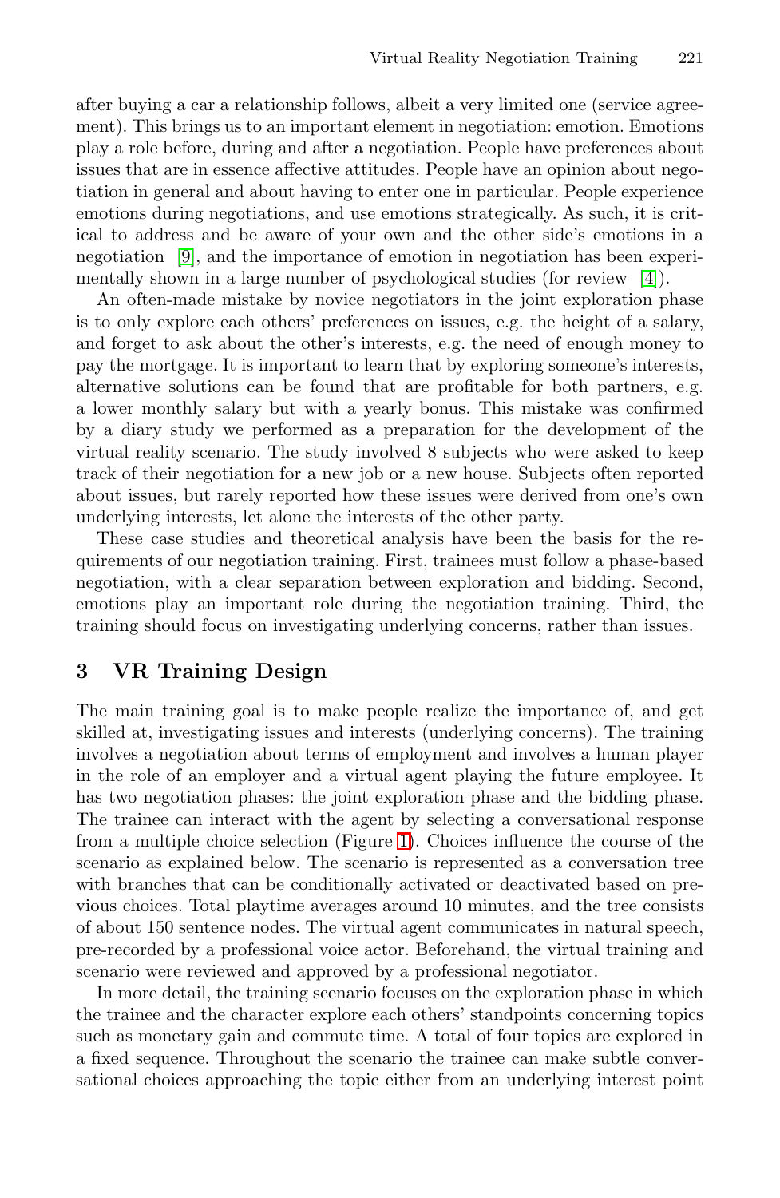after buying a car a relationship follows, albeit a very limited one (service agreement). This brings us to an important element in negotiation: emotion. Emotions play a role before, during and after a negotiation. People have preferences about issues that are in essence affective attitudes. People have an opinion about negotiation in general and about having to enter one in particular. People experience emotions during negotiations, and use emotions strategically. As such, it is critical to address and be aware of your own and the other side's emotions in a negotiation [9], and the importance of emotion in negotiation has been experimentally shown in a large number of psychological studies (for review [4]).

An often-made mistake by novice negotiators in the joint exploration phase is to only explore each others' preferences on issues, e.g. the height of a salary, and forget to ask about the other's interests, e.g. the need of enough money to pay the mortgage. It is important to learn that by exploring someone's interests, alternative solutions can be found that are profitable for both partners, e.g. a lower monthly salary but with a yearly bonus. This mistake was confirmed by a diary study we performed as a preparation for the development of the virtual reality scenario. The study involved 8 subjects who were asked to keep track of their negotiation for a new job or a new house. Subjects often reported about issues, but rarely reported how these issues were derived from one's own underlying interests, let alone the interests of the other party.

These case studies and theoretical analysis have been the basis for the requirements of our negotiation training. First, trainees must follow a phase-based negotiation, with a clear separation between exploration and bidding. Second, emotions play an important role during the negotiation training. Third, the training should focus on investigating underlying concerns, rather than issues.

## 3 VR Training Design

The main training goal is to make people realize the importance of, and get skilled at, investigating issues and interests (underlying concerns). The training involves a negotiation about terms of employment and involves a human player in the role of an employer and a virtual agent playing the future employee. It has two negotiation phases: the joint exploration phase and the bidding phase. The trainee can interact with the agent by selecting a conversational response from a multiple choice selection (Figure 1). Choices influence the course of the scenario as explained below. The scenario is represented as a conversation tree with branches that can be conditionally activated or deactivated based on previous choices. Total playtime averages around 10 minutes, and the tree consists of about 150 sentence nodes. The virtual agent communicates in natural speech, pre-recorded by a professional voice actor. Beforehand, the virtual training and scenario were reviewed and approved by a professional negotiator.

In more detail, the training scenario focuses on the exploration phase in which the trainee and the character explore each others' standpoints concerning topics such as monetary gain and commute time. A total of four topics are explored in a fixed sequence. Throughout the scenario the trainee can make subtle conversational choices approaching the topic either from an underlying interest point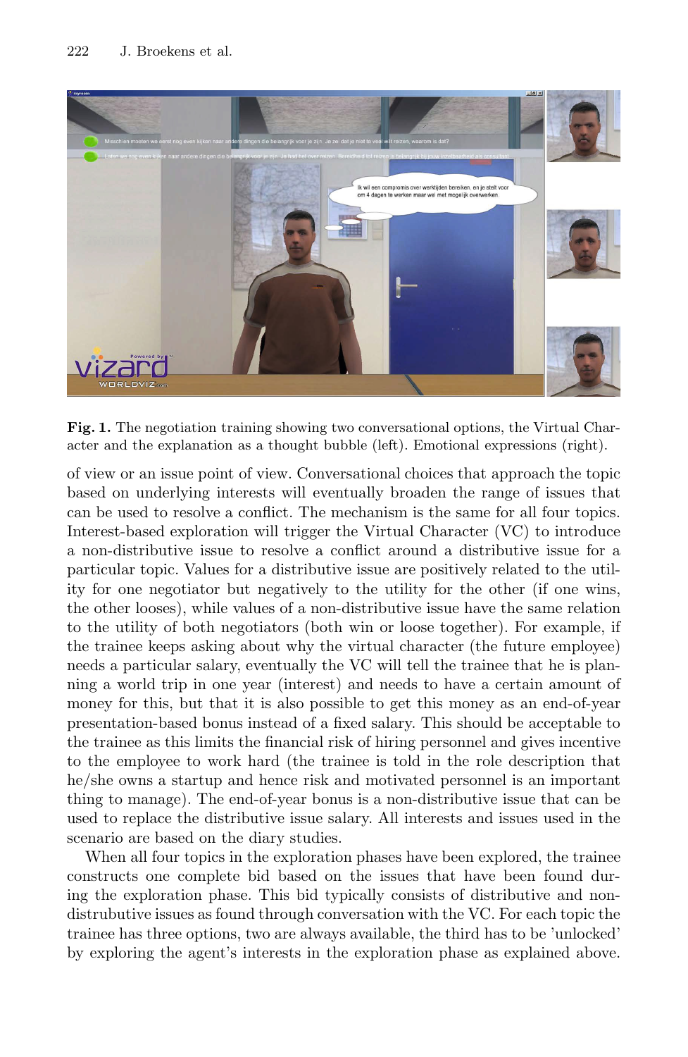**Fig. 1.** The negotiation training showing two conversational options, the Virtual Character and the explanation as a thought bubble (left). Emotional expressions (right).

of view or an issue point of view. Conversational choices that approach the topic based on underlying interests will eventually broaden the range of issues that can be used to resolve a conflict. The mechanism is the same for all four topics. Interest-based exploration will trigger the Virtual Character (VC) to introduce a non-distributive issue to resolve a conflict around a distributive issue for a particular topic. Values for a distributive issue are positively related to the utility for one negotiator but negatively to the utility for the other (if one wins, the other looses), while values of a non-distributive issue have the same relation to the utility of both negotiators (both win or loose together). For example, if the trainee keeps asking about why the virtual character (the future employee) needs a particular salary, eventually the VC will tell the trainee that he is planning a world trip in one year (interest) and needs to have a certain amount of money for this, but that it is also possible to get this money as an end-of-year presentation-based bonus instead of a fixed salary. This should be acceptable to the trainee as this limits the financial risk of hiring personnel and gives incentive to the employee to work hard (the trainee is told in the role description that he/she owns a startup and hence risk and motivated personnel is an important thing to manage). The end-of-year bonus is a non-distributive issue that can be used to replace the distributive issue salary. All interests and issues used in the scenario are based on the diary studies.

When all four topics in the exploration phases have been explored, the trainee constructs one complete bid based on the issues that have been found during the exploration phase. This bid typically consists of distributive and non-distrubutive issues as found through conversation with the VC. For each topic the trainee has three options, two are always available, the third has to be 'unlocked' by exploring the agent's interests in the exploration phase as explained above.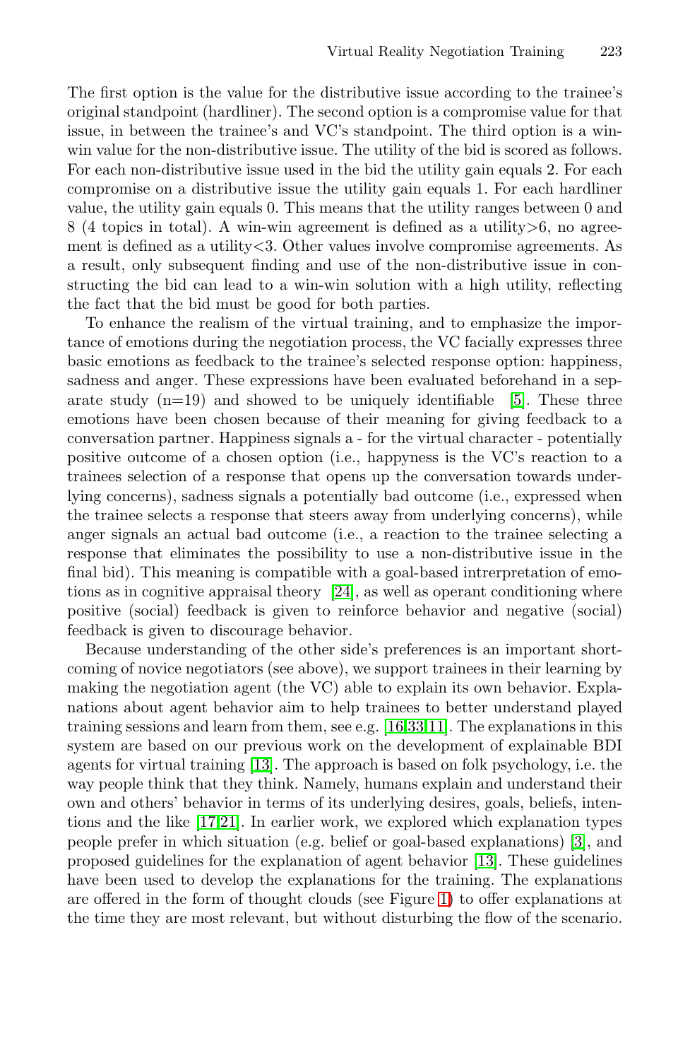The first option is the value for the distributive issue according to the trainee's original standpoint (hardliner). The second option is a compromise value for that issue, in between the trainee's and VC's standpoint. The third option is a win-win value for the non-distributive issue. The utility of the bid is scored as follows. For each non-distributive issue used in the bid the utility gain equals 2. For each compromise on a distributive issue the utility gain equals 1. For each hardliner value, the utility gain equals 0. This means that the utility ranges between 0 and 8 (4 topics in total). A win-win agreement is defined as a utility>6, no agreement is defined as a utility<3. Other values involve compromise agreements. As a result, only subsequent finding and use of the non-distributive issue in constructing the bid can lead to a win-win solution with a high utility, reflecting the fact that the bid must be good for both parties.

To enhance the realism of the virtual training, and to emphasize the importance of emotions during the negotiation process, the VC facially expresses three basic emotions as feedback to the trainee's selected response option: happiness, sadness and anger. These expressions have been evaluated beforehand in a separate study (n=19) and showed to be uniquely identifiable [5]. These three emotions have been chosen because of their meaning for giving feedback to a conversation partner. Happiness signals a - for the virtual character - potentially positive outcome of a chosen option (i.e., happyness is the VC's reaction to a trainees selection of a response that opens up the conversation towards underlying concerns), sadness signals a potentially bad outcome (i.e., expressed when the trainee selects a response that steers away from underlying concerns), while anger signals an actual bad outcome (i.e., a reaction to the trainee selecting a response that eliminates the possibility to use a non-distributive issue in the final bid). This meaning is compatible with a goal-based intrerpretation of emotions as in cognitive appraisal theory [24], as well as operant conditioning where positive (social) feedback is given to reinforce behavior and negative (social) feedback is given to discourage behavior.

Because understanding of the other side's preferences is an important shortcoming of novice negotiators (see above), we support trainees in their learning by making the negotiation agent (the VC) able to explain its own behavior. Explanations about agent behavior aim to help trainees to better understand played training sessions and learn from them, see e.g. [16,33,11]. The explanations in this system are based on our previous work on the development of explainable BDI agents for virtual training [13]. The approach is based on folk psychology, i.e. the way people think that they think. Namely, humans explain and understand their own and others' behavior in terms of its underlying desires, goals, beliefs, intentions and the like [17,21]. In earlier work, we explored which explanation types people prefer in which situation (e.g. belief or goal-based explanations) [3], and proposed guidelines for the explanation of agent behavior [13]. These guidelines have been used to develop the explanations for the training. The explanations are offered in the form of thought clouds (see Figure 1) to offer explanations at the time they are most relevant, but without disturbing the flow of the scenario.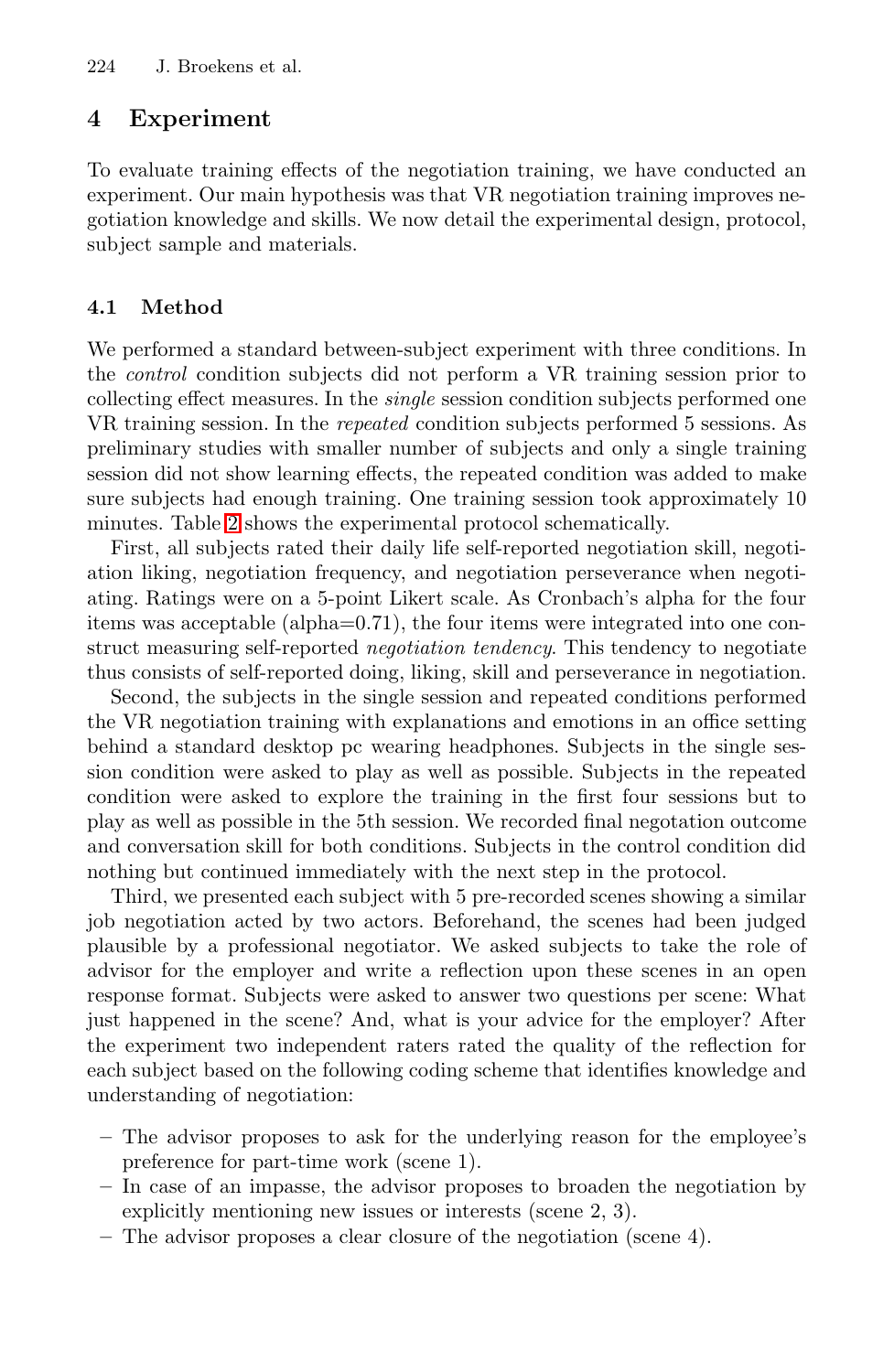## 4 Experiment

To evaluate training effects of the negotiation training, we have conducted an experiment. Our main hypothesis was that VR negotiation training improves negotiation knowledge and skills. We now detail the experimental design, protocol, subject sample and materials.

### 4.1 Method

We performed a standard between-subject experiment with three conditions. In the *control* condition subjects did not perform a VR training session prior to collecting effect measures. In the *single* session condition subjects performed one VR training session. In the *repeated* condition subjects performed 5 sessions. As preliminary studies with smaller number of subjects and only a single training session did not show learning effects, the repeated condition was added to make sure subjects had enough training. One training session took approximately 10 minutes. Table 2 shows the experimental protocol schematically.

First, all subjects rated their daily life self-reported negotiation skill, negotiation liking, negotiation frequency, and negotiation perseverance when negotiating. Ratings were on a 5-point Likert scale. As Cronbach's alpha for the four items was acceptable (alpha=0.71), the four items were integrated into one construct measuring self-reported *negotiation tendency*. This tendency to negotiate thus consists of self-reported doing, liking, skill and perseverance in negotiation.

Second, the subjects in the single session and repeated conditions performed the VR negotiation training with explanations and emotions in an office setting behind a standard desktop pc wearing headphones. Subjects in the single session condition were asked to play as well as possible. Subjects in the repeated condition were asked to explore the training in the first four sessions but to play as well as possible in the 5th session. We recorded final negotation outcome and conversation skill for both conditions. Subjects in the control condition did nothing but continued immediately with the next step in the protocol.

Third, we presented each subject with 5 pre-recorded scenes showing a similar job negotiation acted by two actors. Beforehand, the scenes had been judged plausible by a professional negotiator. We asked subjects to take the role of advisor for the employer and write a reflection upon these scenes in an open response format. Subjects were asked to answer two questions per scene: What just happened in the scene? And, what is your advice for the employer? After the experiment two independent raters rated the quality of the reflection for each subject based on the following coding scheme that identifies knowledge and understanding of negotiation:

- The advisor proposes to ask for the underlying reason for the employee's preference for part-time work (scene 1).
- In case of an impasse, the advisor proposes to broaden the negotiation by explicitly mentioning new issues or interests (scene 2, 3).
- The advisor proposes a clear closure of the negotiation (scene 4).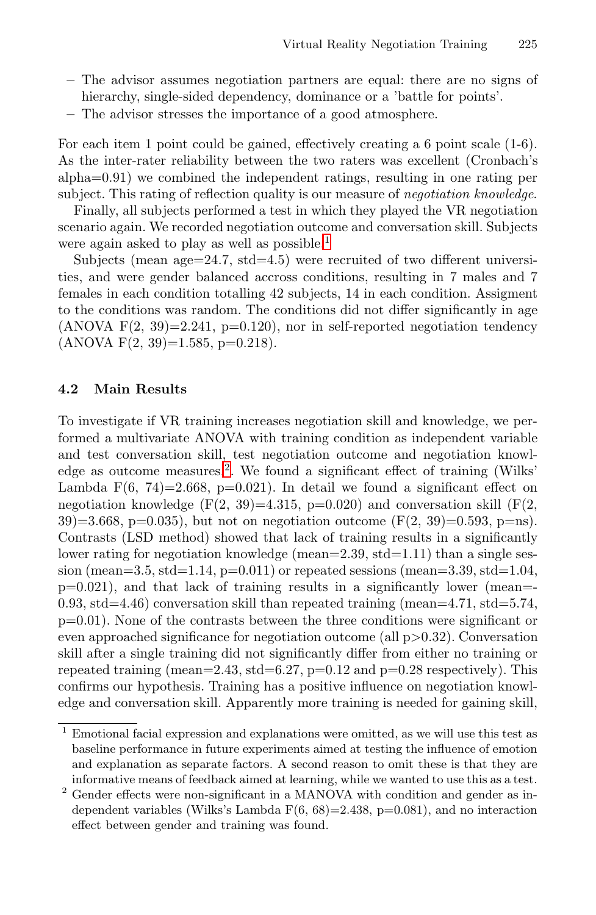- The advisor assumes negotiation partners are equal: there are no signs of hierarchy, single-sided dependency, dominance or a 'battle for points'.
- The advisor stresses the importance of a good atmosphere.

For each item 1 point could be gained, effectively creating a 6 point scale (1-6). As the inter-rater reliability between the two raters was excellent (Cronbach's alpha=0.91) we combined the independent ratings, resulting in one rating per subject. This rating of reflection quality is our measure of *negotiation knowledge*.

Finally, all subjects performed a test in which they played the VR negotiation scenario again. We recorded negotiation outcome and conversation skill. Subjects were again asked to play as well as possible.[1]

Subjects (mean age=24.7, std=4.5) were recruited of two different universities, and were gender balanced accross conditions, resulting in 7 males and 7 females in each condition totalling 42 subjects, 14 in each condition. Assigment to the conditions was random. The conditions did not differ significantly in age (ANOVA $F(2, 39)=2.241$, $p=0.120$), nor in self-reported negotiation tendency (ANOVA $F(2, 39)=1.585$, $p=0.218$).

### 4.2 Main Results

To investigate if VR training increases negotiation skill and knowledge, we performed a multivariate ANOVA with training condition as independent variable and test conversation skill, test negotiation outcome and negotiation knowledge as outcome measures.[2]. We found a significant effect of training (Wilks' Lambda $F(6, 74)=2.668$, $p=0.021$). In detail we found a significant effect on negotiation knowledge ($F(2, 39)=4.315$, $p=0.020$) and conversation skill ($F(2, 39)=3.668$, $p=0.035$), but not on negotiation outcome ($F(2, 39)=0.593$, p=ns). Contrasts (LSD method) showed that lack of training results in a significantly lower rating for negotiation knowledge (mean=2.39, std=1.11) than a single session (mean=3.5, std=1.14, $p=0.011$) or repeated sessions (mean=3.39, std=1.04, $p=0.021$), and that lack of training results in a significantly lower (mean=-0.93, std=4.46) conversation skill than repeated training (mean=4.71, std=5.74, $p=0.01$). None of the contrasts between the three conditions were significant or even approached significance for negotiation outcome (all $p>0.32$). Conversation skill after a single training did not significantly differ from either no training or repeated training (mean=2.43, std=6.27, $p=0.12$ and $p=0.28$ respectively). This confirms our hypothesis. Training has a positive influence on negotiation knowledge and conversation skill. Apparently more training is needed for gaining skill,

---

[1] Emotional facial expression and explanations were omitted, as we will use this test as baseline performance in future experiments aimed at testing the influence of emotion and explanation as separate factors. A second reason to omit these is that they are informative means of feedback aimed at learning, while we wanted to use this as a test.

[2] Gender effects were non-significant in a MANOVA with condition and gender as independent variables (Wilks's Lambda $F(6, 68)=2.438$, $p=0.081$), and no interaction effect between gender and training was found.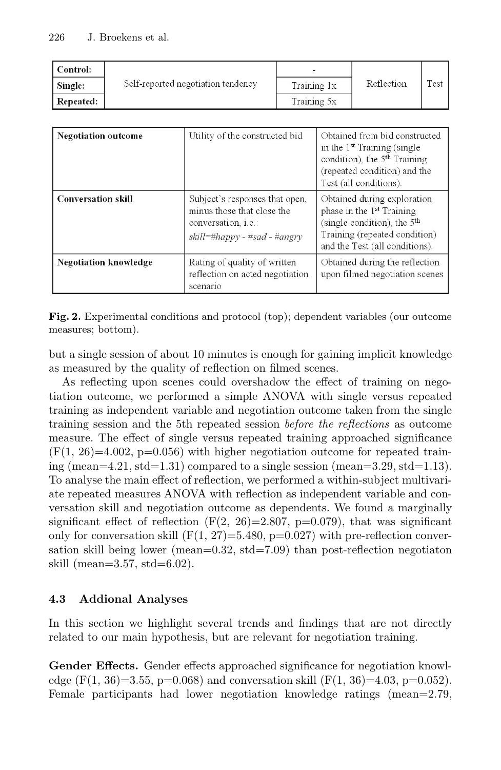| **Control:** | Self-reported negotiation tendency | - | Reflection | Test |
|---|---|---|---|---|
| **Single:** | | Training 1x | | |
| **Repeated:** | | Training 5x | | |

| **Negotiation outcome** | Utility of the constructed bid | Obtained from bid constructed in the 1st Training (single condition), the 5th Training (repeated condition) and the Test (all conditions). |
|---|---|---|
| **Conversation skill** | Subject's responses that open, minus those that close the conversation, i.e.: *skill=#happy - #sad - #angry* | Obtained during exploration phase in the 1st Training (single condition), the 5th Training (repeated condition) and the Test (all conditions). |
| **Negotiation knowledge** | Rating of quality of written reflection on acted negotiation scenario | Obtained during the reflection upon filmed negotiation scenes |

**Fig. 2.** Experimental conditions and protocol (top); dependent variables (our outcome measures; bottom).

but a single session of about 10 minutes is enough for gaining implicit knowledge as measured by the quality of reflection on filmed scenes.

As reflecting upon scenes could overshadow the effect of training on negotiation outcome, we performed a simple ANOVA with single versus repeated training as independent variable and negotiation outcome taken from the single training session and the 5th repeated session *before the reflections* as outcome measure. The effect of single versus repeated training approached significance ($F(1, 26)=4.002$, $p=0.056$) with higher negotiation outcome for repeated training (mean=4.21, std=1.31) compared to a single session (mean=3.29, std=1.13). To analyse the main effect of reflection, we performed a within-subject multivariate repeated measures ANOVA with reflection as independent variable and conversation skill and negotiation outcome as dependents. We found a marginally significant effect of reflection ($F(2, 26)=2.807$, $p=0.079$), that was significant only for conversation skill ($F(1, 27)=5.480$, $p=0.027$) with pre-reflection conversation skill being lower (mean=0.32, std=7.09) than post-reflection negotiaton skill (mean=3.57, std=6.02).

### 4.3 Addional Analyses

In this section we highlight several trends and findings that are not directly related to our main hypothesis, but are relevant for negotiation training.

**Gender Effects.** Gender effects approached significance for negotiation knowledge ($F(1, 36)=3.55$, $p=0.068$) and conversation skill ($F(1, 36)=4.03$, $p=0.052$). Female participants had lower negotiation knowledge ratings (mean=2.79,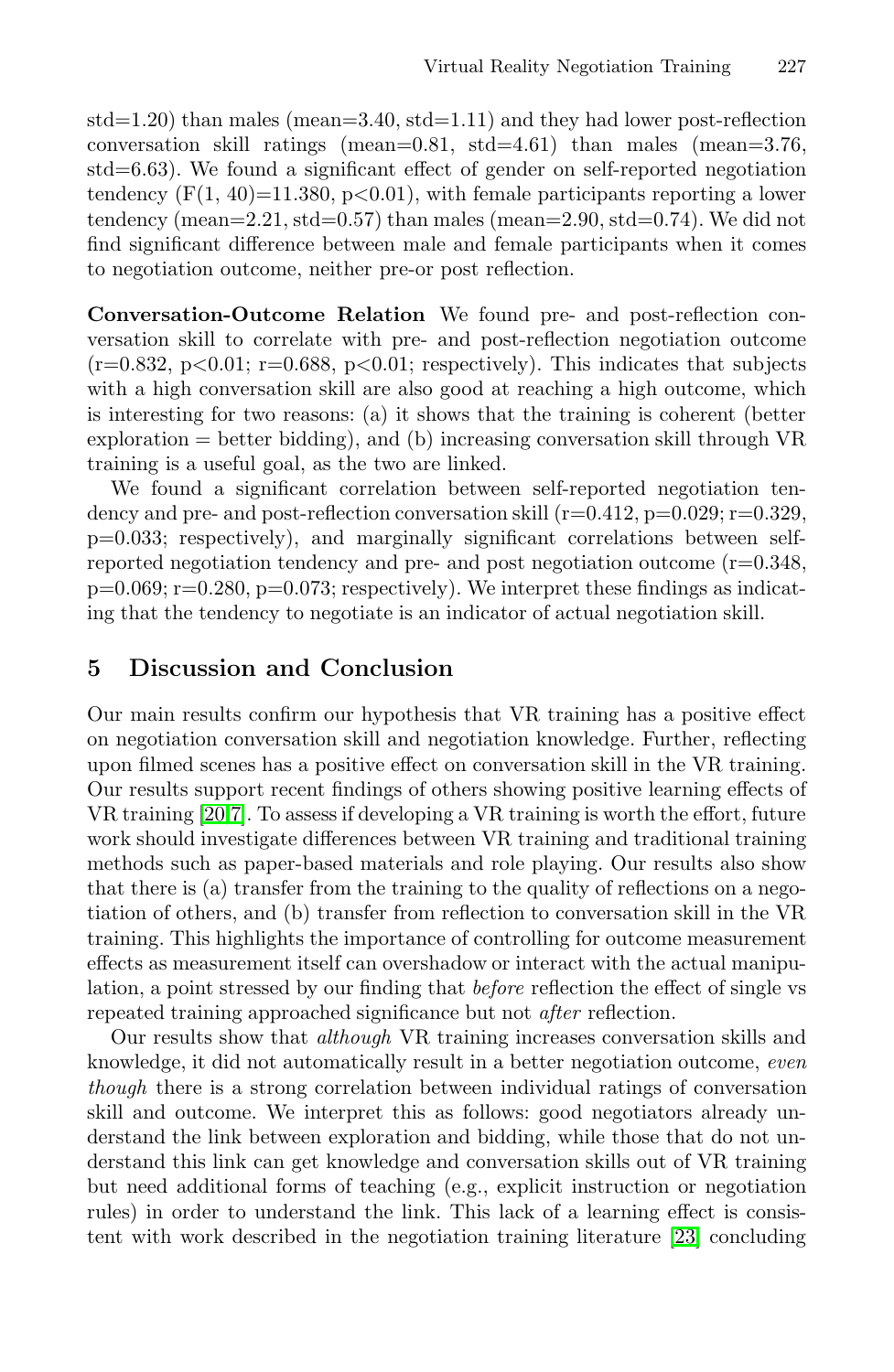std=1.20) than males (mean=3.40, std=1.11) and they had lower post-reflection conversation skill ratings (mean=0.81, std=4.61) than males (mean=3.76, std=6.63). We found a significant effect of gender on self-reported negotiation tendency ($F(1, 40)=11.380$, $p<0.01$), with female participants reporting a lower tendency (mean=2.21, std=0.57) than males (mean=2.90, std=0.74). We did not find significant difference between male and female participants when it comes to negotiation outcome, neither pre-or post reflection.

**Conversation-Outcome Relation** We found pre- and post-reflection conversation skill to correlate with pre- and post-reflection negotiation outcome ($r=0.832$, $p<0.01$; $r=0.688$, $p<0.01$; respectively). This indicates that subjects with a high conversation skill are also good at reaching a high outcome, which is interesting for two reasons: (a) it shows that the training is coherent (better exploration = better bidding), and (b) increasing conversation skill through VR training is a useful goal, as the two are linked.

We found a significant correlation between self-reported negotiation tendency and pre- and post-reflection conversation skill ($r=0.412$, $p=0.029$; $r=0.329$, $p=0.033$; respectively), and marginally significant correlations between self-reported negotiation tendency and pre- and post negotiation outcome ($r=0.348$, $p=0.069$; $r=0.280$, $p=0.073$; respectively). We interpret these findings as indicating that the tendency to negotiate is an indicator of actual negotiation skill.

## 5 Discussion and Conclusion

Our main results confirm our hypothesis that VR training has a positive effect on negotiation conversation skill and negotiation knowledge. Further, reflecting upon filmed scenes has a positive effect on conversation skill in the VR training. Our results support recent findings of others showing positive learning effects of VR training [20,7]. To assess if developing a VR training is worth the effort, future work should investigate differences between VR training and traditional training methods such as paper-based materials and role playing. Our results also show that there is (a) transfer from the training to the quality of reflections on a negotiation of others, and (b) transfer from reflection to conversation skill in the VR training. This highlights the importance of controlling for outcome measurement effects as measurement itself can overshadow or interact with the actual manipulation, a point stressed by our finding that *before* reflection the effect of single vs repeated training approached significance but not *after* reflection.

Our results show that *although* VR training increases conversation skills and knowledge, it did not automatically result in a better negotiation outcome, *even though* there is a strong correlation between individual ratings of conversation skill and outcome. We interpret this as follows: good negotiators already understand the link between exploration and bidding, while those that do not understand this link can get knowledge and conversation skills out of VR training but need additional forms of teaching (e.g., explicit instruction or negotiation rules) in order to understand the link. This lack of a learning effect is consistent with work described in the negotiation training literature [23] concluding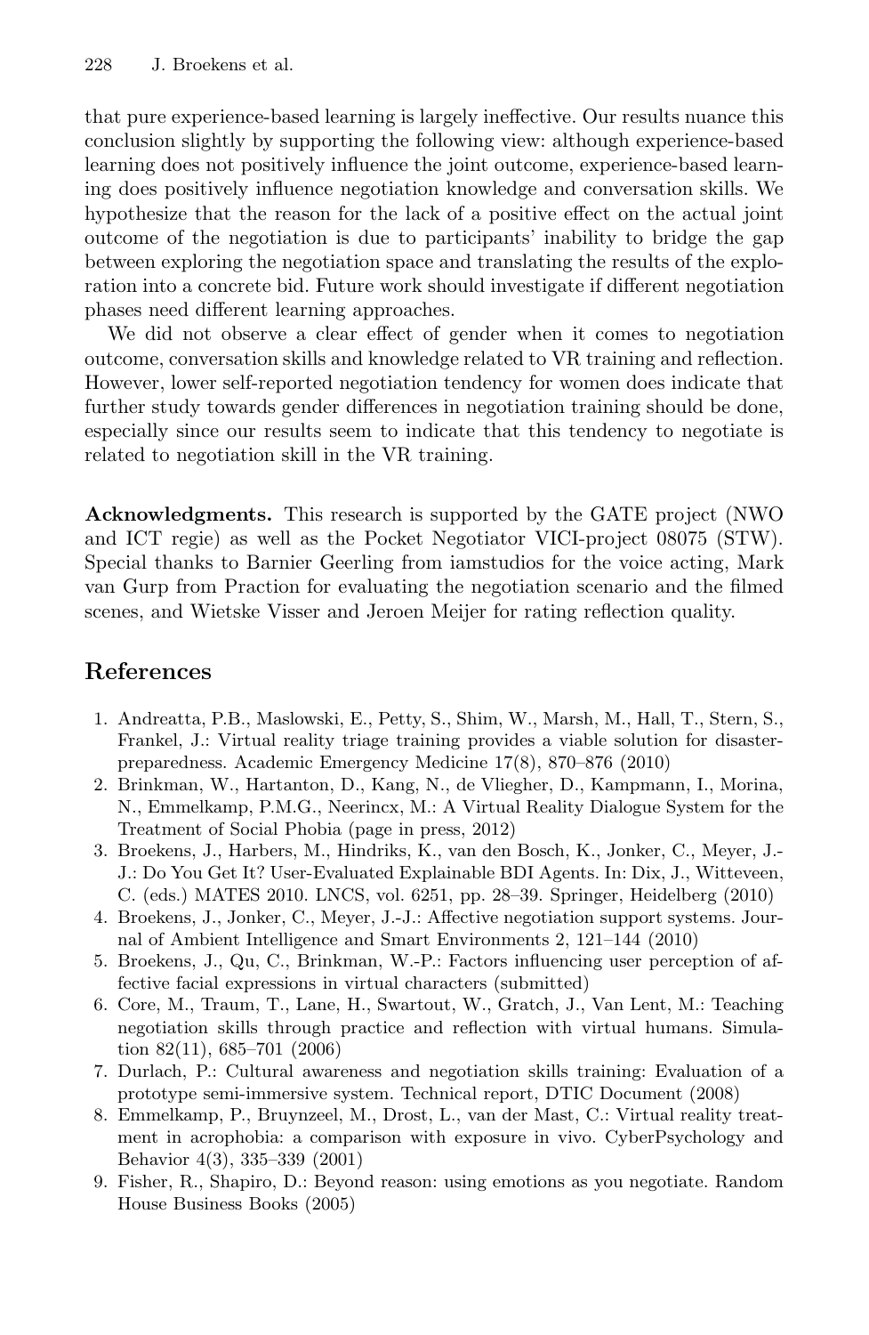that pure experience-based learning is largely ineffective. Our results nuance this conclusion slightly by supporting the following view: although experience-based learning does not positively influence the joint outcome, experience-based learning does positively influence negotiation knowledge and conversation skills. We hypothesize that the reason for the lack of a positive effect on the actual joint outcome of the negotiation is due to participants' inability to bridge the gap between exploring the negotiation space and translating the results of the exploration into a concrete bid. Future work should investigate if different negotiation phases need different learning approaches.

We did not observe a clear effect of gender when it comes to negotiation outcome, conversation skills and knowledge related to VR training and reflection. However, lower self-reported negotiation tendency for women does indicate that further study towards gender differences in negotiation training should be done, especially since our results seem to indicate that this tendency to negotiate is related to negotiation skill in the VR training.

**Acknowledgments.** This research is supported by the GATE project (NWO and ICT regie) as well as the Pocket Negotiator VICI-project 08075 (STW). Special thanks to Barnier Geerling from iamstudios for the voice acting, Mark van Gurp from Praction for evaluating the negotiation scenario and the filmed scenes, and Wietske Visser and Jeroen Meijer for rating reflection quality.

## References

1. Andreatta, P.B., Maslowski, E., Petty, S., Shim, W., Marsh, M., Hall, T., Stern, S., Frankel, J.: Virtual reality triage training provides a viable solution for disaster-preparedness. Academic Emergency Medicine 17(8), 870–876 (2010)
2. Brinkman, W., Hartanton, D., Kang, N., de Vliegher, D., Kampmann, I., Morina, N., Emmelkamp, P.M.G., Neerincx, M.: A Virtual Reality Dialogue System for the Treatment of Social Phobia (page in press, 2012)
3. Broekens, J., Harbers, M., Hindriks, K., van den Bosch, K., Jonker, C., Meyer, J.-J.: Do You Get It? User-Evaluated Explainable BDI Agents. In: Dix, J., Witteveen, C. (eds.) MATES 2010. LNCS, vol. 6251, pp. 28–39. Springer, Heidelberg (2010)
4. Broekens, J., Jonker, C., Meyer, J.-J.: Affective negotiation support systems. Journal of Ambient Intelligence and Smart Environments 2, 121–144 (2010)
5. Broekens, J., Qu, C., Brinkman, W.-P.: Factors influencing user perception of affective facial expressions in virtual characters (submitted)
6. Core, M., Traum, T., Lane, H., Swartout, W., Gratch, J., Van Lent, M.: Teaching negotiation skills through practice and reflection with virtual humans. Simulation 82(11), 685–701 (2006)
7. Durlach, P.: Cultural awareness and negotiation skills training: Evaluation of a prototype semi-immersive system. Technical report, DTIC Document (2008)
8. Emmelkamp, P., Bruynzeel, M., Drost, L., van der Mast, C.: Virtual reality treatment in acrophobia: a comparison with exposure in vivo. CyberPsychology and Behavior 4(3), 335–339 (2001)
9. Fisher, R., Shapiro, D.: Beyond reason: using emotions as you negotiate. Random House Business Books (2005)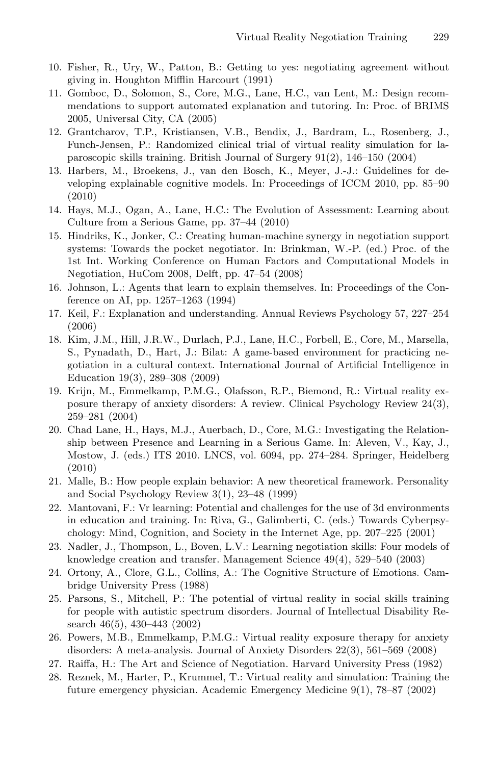10. Fisher, R., Ury, W., Patton, B.: Getting to yes: negotiating agreement without giving in. Houghton Mifflin Harcourt (1991)
11. Gomboc, D., Solomon, S., Core, M.G., Lane, H.C., van Lent, M.: Design recommendations to support automated explanation and tutoring. In: Proc. of BRIMS 2005, Universal City, CA (2005)
12. Grantcharov, T.P., Kristiansen, V.B., Bendix, J., Bardram, L., Rosenberg, J., Funch-Jensen, P.: Randomized clinical trial of virtual reality simulation for laparoscopic skills training. British Journal of Surgery 91(2), 146–150 (2004)
13. Harbers, M., Broekens, J., van den Bosch, K., Meyer, J.-J.: Guidelines for developing explainable cognitive models. In: Proceedings of ICCM 2010, pp. 85–90 (2010)
14. Hays, M.J., Ogan, A., Lane, H.C.: The Evolution of Assessment: Learning about Culture from a Serious Game, pp. 37–44 (2010)
15. Hindriks, K., Jonker, C.: Creating human-machine synergy in negotiation support systems: Towards the pocket negotiator. In: Brinkman, W.-P. (ed.) Proc. of the 1st Int. Working Conference on Human Factors and Computational Models in Negotiation, HuCom 2008, Delft, pp. 47–54 (2008)
16. Johnson, L.: Agents that learn to explain themselves. In: Proceedings of the Conference on AI, pp. 1257–1263 (1994)
17. Keil, F.: Explanation and understanding. Annual Reviews Psychology 57, 227–254 (2006)
18. Kim, J.M., Hill, J.R.W., Durlach, P.J., Lane, H.C., Forbell, E., Core, M., Marsella, S., Pynadath, D., Hart, J.: Bilat: A game-based environment for practicing negotiation in a cultural context. International Journal of Artificial Intelligence in Education 19(3), 289–308 (2009)
19. Krijn, M., Emmelkamp, P.M.G., Olafsson, R.P., Biemond, R.: Virtual reality exposure therapy of anxiety disorders: A review. Clinical Psychology Review 24(3), 259–281 (2004)
20. Chad Lane, H., Hays, M.J., Auerbach, D., Core, M.G.: Investigating the Relationship between Presence and Learning in a Serious Game. In: Aleven, V., Kay, J., Mostow, J. (eds.) ITS 2010. LNCS, vol. 6094, pp. 274–284. Springer, Heidelberg (2010)
21. Malle, B.: How people explain behavior: A new theoretical framework. Personality and Social Psychology Review 3(1), 23–48 (1999)
22. Mantovani, F.: Vr learning: Potential and challenges for the use of 3d environments in education and training. In: Riva, G., Galimberti, C. (eds.) Towards Cyberpsychology: Mind, Cognition, and Society in the Internet Age, pp. 207–225 (2001)
23. Nadler, J., Thompson, L., Boven, L.V.: Learning negotiation skills: Four models of knowledge creation and transfer. Management Science 49(4), 529–540 (2003)
24. Ortony, A., Clore, G.L., Collins, A.: The Cognitive Structure of Emotions. Cambridge University Press (1988)
25. Parsons, S., Mitchell, P.: The potential of virtual reality in social skills training for people with autistic spectrum disorders. Journal of Intellectual Disability Research 46(5), 430–443 (2002)
26. Powers, M.B., Emmelkamp, P.M.G.: Virtual reality exposure therapy for anxiety disorders: A meta-analysis. Journal of Anxiety Disorders 22(3), 561–569 (2008)
27. Raiffa, H.: The Art and Science of Negotiation. Harvard University Press (1982)
28. Reznek, M., Harter, P., Krummel, T.: Virtual reality and simulation: Training the future emergency physician. Academic Emergency Medicine 9(1), 78–87 (2002)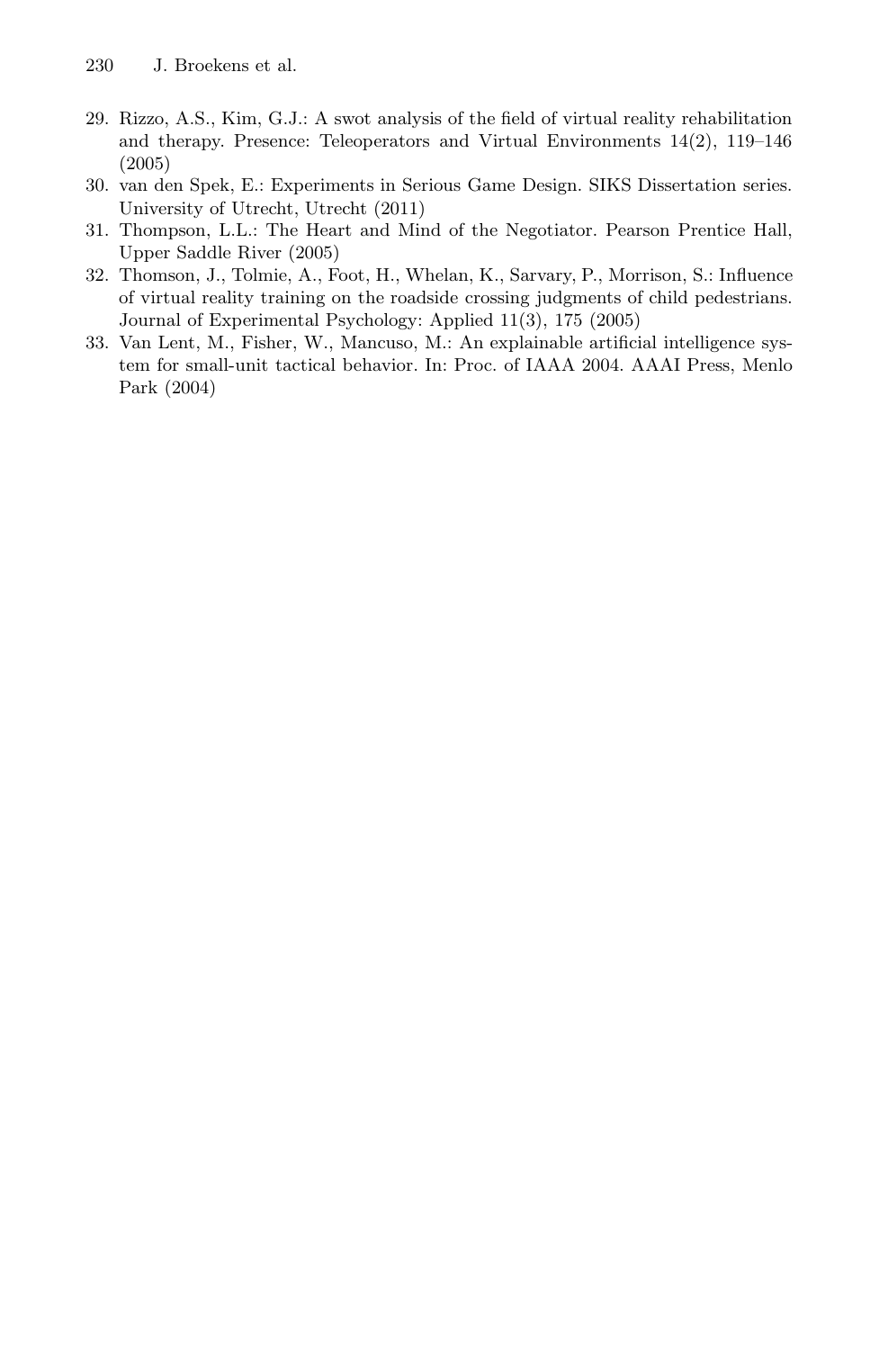29. Rizzo, A.S., Kim, G.J.: A swot analysis of the field of virtual reality rehabilitation and therapy. Presence: Teleoperators and Virtual Environments 14(2), 119–146 (2005)
30. van den Spek, E.: Experiments in Serious Game Design. SIKS Dissertation series. University of Utrecht, Utrecht (2011)
31. Thompson, L.L.: The Heart and Mind of the Negotiator. Pearson Prentice Hall, Upper Saddle River (2005)
32. Thomson, J., Tolmie, A., Foot, H., Whelan, K., Sarvary, P., Morrison, S.: Influence of virtual reality training on the roadside crossing judgments of child pedestrians. Journal of Experimental Psychology: Applied 11(3), 175 (2005)
33. Van Lent, M., Fisher, W., Mancuso, M.: An explainable artificial intelligence system for small-unit tactical behavior. In: Proc. of IAAA 2004. AAAI Press, Menlo Park (2004)